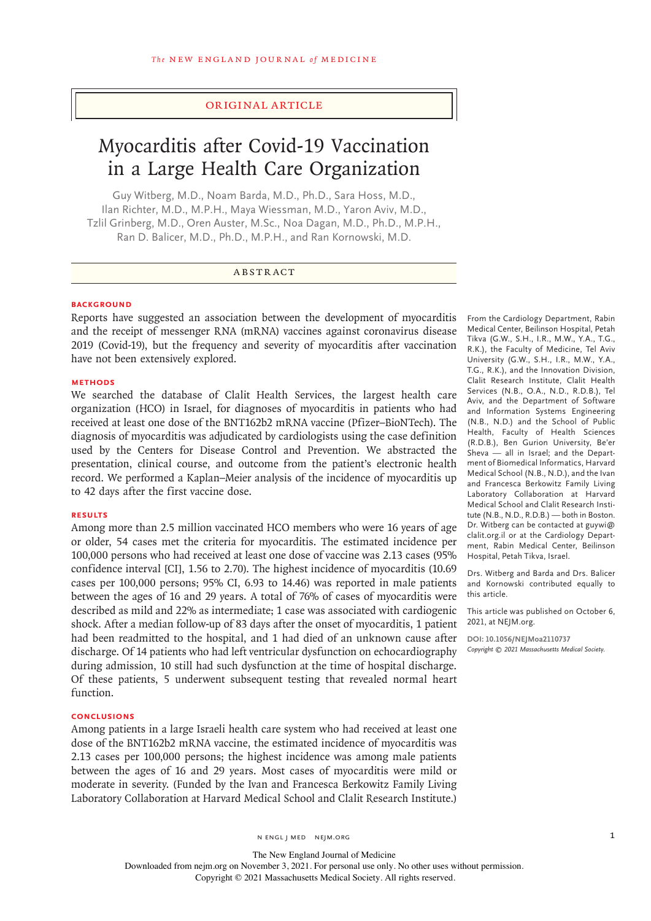ORIGINAL ARTICLE

# Myocarditis after Covid-19 Vaccination in a Large Health Care Organization

Guy Witberg, M.D., Noam Barda, M.D., Ph.D., Sara Hoss, M.D., Ilan Richter, M.D., M.P.H., Maya Wiessman, M.D., Yaron Aviv, M.D., Tzlil Grinberg, M.D., Oren Auster, M.Sc., Noa Dagan, M.D., Ph.D., M.P.H., Ran D. Balicer, M.D., Ph.D., M.P.H., and Ran Kornowski, M.D.

## ABSTRACT

### BACKGROUND

Reports have suggested an association between the development of myocarditis and the receipt of messenger RNA (mRNA) vaccines against coronavirus disease 2019 (Covid-19), but the frequency and severity of myocarditis after vaccination have not been extensively explored.

### METHODS

We searched the database of Clalit Health Services, the largest health care organization (HCO) in Israel, for diagnoses of myocarditis in patients who had received at least one dose of the BNT162b2 mRNA vaccine (Pfizer–BioNTech). The diagnosis of myocarditis was adjudicated by cardiologists using the case definition used by the Centers for Disease Control and Prevention. We abstracted the presentation, clinical course, and outcome from the patient's electronic health record. We performed a Kaplan–Meier analysis of the incidence of myocarditis up to 42 days after the first vaccine dose.

### RESULTS

Among more than 2.5 million vaccinated HCO members who were 16 years of age or older, 54 cases met the criteria for myocarditis. The estimated incidence per 100,000 persons who had received at least one dose of vaccine was 2.13 cases (95% confidence interval [CI], 1.56 to 2.70). The highest incidence of myocarditis (10.69 cases per 100,000 persons; 95% CI, 6.93 to 14.46) was reported in male patients between the ages of 16 and 29 years. A total of 76% of cases of myocarditis were described as mild and 22% as intermediate; 1 case was associated with cardiogenic shock. After a median follow-up of 83 days after the onset of myocarditis, 1 patient had been readmitted to the hospital, and 1 had died of an unknown cause after discharge. Of 14 patients who had left ventricular dysfunction on echocardiography during admission, 10 still had such dysfunction at the time of hospital discharge. Of these patients, 5 underwent subsequent testing that revealed normal heart function.

### CONCLUSIONS

Among patients in a large Israeli health care system who had received at least one dose of the BNT162b2 mRNA vaccine, the estimated incidence of myocarditis was 2.13 cases per 100,000 persons; the highest incidence was among male patients between the ages of 16 and 29 years. Most cases of myocarditis were mild or moderate in severity. (Funded by the Ivan and Francesca Berkowitz Family Living Laboratory Collaboration at Harvard Medical School and Clalit Research Institute.)

From the Cardiology Department, Rabin Medical Center, Beilinson Hospital, Petah Tikva (G.W., S.H., I.R., M.W., Y.A., T.G., R.K.), the Faculty of Medicine, Tel Aviv University (G.W., S.H., I.R., M.W., Y.A., T.G., R.K.), and the Innovation Division, Clalit Research Institute, Clalit Health Services (N.B., O.A., N.D., R.D.B.), Tel Aviv, and the Department of Software and Information Systems Engineering (N.B., N.D.) and the School of Public Health, Faculty of Health Sciences (R.D.B.), Ben Gurion University, Be'er Sheva — all in Israel; and the Department of Biomedical Informatics, Harvard Medical School (N.B., N.D.), and the Ivan and Francesca Berkowitz Family Living Laboratory Collaboration at Harvard Medical School and Clalit Research Institute (N.B., N.D., R.D.B.) — both in Boston. Dr. Witberg can be contacted at guywi@clalit.org.il or at the Cardiology Department, Rabin Medical Center, Beilinson Hospital, Petah Tikva, Israel.

Drs. Witberg and Barda and Drs. Balicer and Kornowski contributed equally to this article.

This article was published on October 6, 2021, at NEJM.org.

DOI: 10.1056/NEJMoa2110737
*Copyright © 2021 Massachusetts Medical Society.*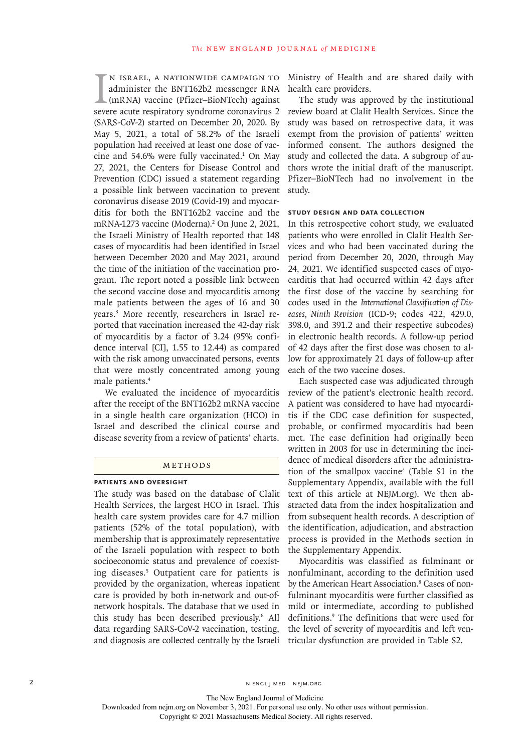In Israel, a nationwide campaign to administer the BNT162b2 messenger RNA (mRNA) vaccine (Pfizer–BioNTech) against severe acute respiratory syndrome coronavirus 2 (SARS-CoV-2) started on December 20, 2020. By May 5, 2021, a total of 58.2% of the Israeli population had received at least one dose of vaccine and 54.6% were fully vaccinated.[1] On May 27, 2021, the Centers for Disease Control and Prevention (CDC) issued a statement regarding a possible link between vaccination to prevent coronavirus disease 2019 (Covid-19) and myocarditis for both the BNT162b2 vaccine and the mRNA-1273 vaccine (Moderna).[2] On June 2, 2021, the Israeli Ministry of Health reported that 148 cases of myocarditis had been identified in Israel between December 2020 and May 2021, around the time of the initiation of the vaccination program. The report noted a possible link between the second vaccine dose and myocarditis among male patients between the ages of 16 and 30 years.[3] More recently, researchers in Israel reported that vaccination increased the 42-day risk of myocarditis by a factor of 3.24 (95% confidence interval [CI], 1.55 to 12.44) as compared with the risk among unvaccinated persons, events that were mostly concentrated among young male patients.[4]

We evaluated the incidence of myocarditis after the receipt of the BNT162b2 mRNA vaccine in a single health care organization (HCO) in Israel and described the clinical course and disease severity from a review of patients' charts.

## Methods

### Patients and Oversight

The study was based on the database of Clalit Health Services, the largest HCO in Israel. This health care system provides care for 4.7 million patients (52% of the total population), with membership that is approximately representative of the Israeli population with respect to both socioeconomic status and prevalence of coexisting diseases.[5] Outpatient care for patients is provided by the organization, whereas inpatient care is provided by both in-network and out-of-network hospitals. The database that we used in this study has been described previously.[6] All data regarding SARS-CoV-2 vaccination, testing, and diagnosis are collected centrally by the Israeli Ministry of Health and are shared daily with health care providers.

The study was approved by the institutional review board at Clalit Health Services. Since the study was based on retrospective data, it was exempt from the provision of patients' written informed consent. The authors designed the study and collected the data. A subgroup of authors wrote the initial draft of the manuscript. Pfizer–BioNTech had no involvement in the study.

### Study Design and Data Collection

In this retrospective cohort study, we evaluated patients who were enrolled in Clalit Health Services and who had been vaccinated during the period from December 20, 2020, through May 24, 2021. We identified suspected cases of myocarditis that had occurred within 42 days after the first dose of the vaccine by searching for codes used in the *International Classification of Diseases, Ninth Revision* (ICD-9; codes 422, 429.0, 398.0, and 391.2 and their respective subcodes) in electronic health records. A follow-up period of 42 days after the first dose was chosen to allow for approximately 21 days of follow-up after each of the two vaccine doses.

Each suspected case was adjudicated through review of the patient's electronic health record. A patient was considered to have had myocarditis if the CDC case definition for suspected, probable, or confirmed myocarditis had been met. The case definition had originally been written in 2003 for use in determining the incidence of medical disorders after the administration of the smallpox vaccine[7] (Table S1 in the Supplementary Appendix, available with the full text of this article at NEJM.org). We then abstracted data from the index hospitalization and from subsequent health records. A description of the identification, adjudication, and abstraction process is provided in the Methods section in the Supplementary Appendix.

Myocarditis was classified as fulminant or nonfulminant, according to the definition used by the American Heart Association.[8] Cases of nonfulminant myocarditis were further classified as mild or intermediate, according to published definitions.[9] The definitions that were used for the level of severity of myocarditis and left ventricular dysfunction are provided in Table S2.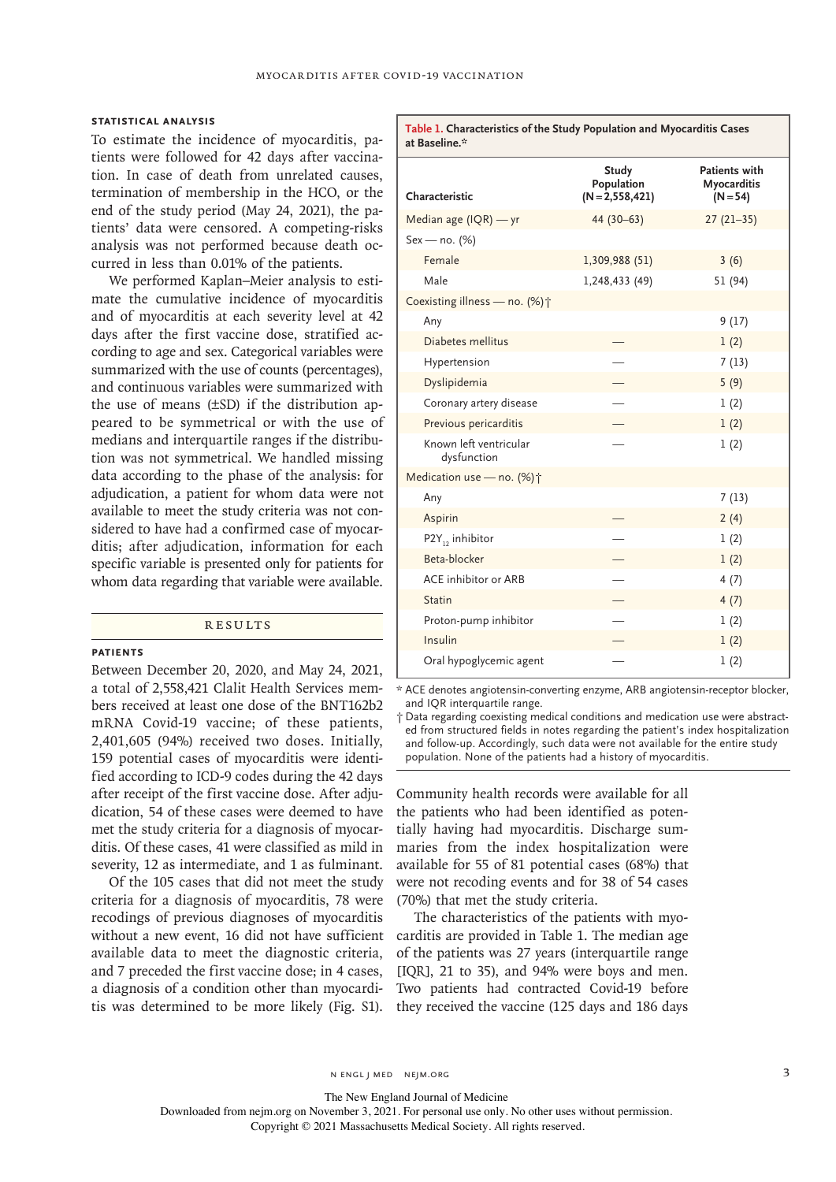### Statistical Analysis

To estimate the incidence of myocarditis, patients were followed for 42 days after vaccination. In case of death from unrelated causes, termination of membership in the HCO, or the end of the study period (May 24, 2021), the patients' data were censored. A competing-risks analysis was not performed because death occurred in less than 0.01% of the patients.

We performed Kaplan–Meier analysis to estimate the cumulative incidence of myocarditis and of myocarditis at each severity level at 42 days after the first vaccine dose, stratified according to age and sex. Categorical variables were summarized with the use of counts (percentages), and continuous variables were summarized with the use of means (±SD) if the distribution appeared to be symmetrical or with the use of medians and interquartile ranges if the distribution was not symmetrical. We handled missing data according to the phase of the analysis: for adjudication, a patient for whom data were not available to meet the study criteria was not considered to have had a confirmed case of myocarditis; after adjudication, information for each specific variable is presented only for patients for whom data regarding that variable were available.

## Results

### Patients

Between December 20, 2020, and May 24, 2021, a total of 2,558,421 Clalit Health Services members received at least one dose of the BNT162b2 mRNA Covid-19 vaccine; of these patients, 2,401,605 (94%) received two doses. Initially, 159 potential cases of myocarditis were identified according to ICD-9 codes during the 42 days after receipt of the first vaccine dose. After adjudication, 54 of these cases were deemed to have met the study criteria for a diagnosis of myocarditis. Of these cases, 41 were classified as mild in severity, 12 as intermediate, and 1 as fulminant.

Of the 105 cases that did not meet the study criteria for a diagnosis of myocarditis, 78 were recodings of previous diagnoses of myocarditis without a new event, 16 did not have sufficient available data to meet the diagnostic criteria, and 7 preceded the first vaccine dose; in 4 cases, a diagnosis of a condition other than myocarditis was determined to be more likely (Fig. S1).

**Table 1. Characteristics of the Study Population and Myocarditis Cases at Baseline.***

| Characteristic | Study Population (N=2,558,421) | Patients with Myocarditis (N=54) |
|---|---|---|
| Median age (IQR) — yr | 44 (30–63) | 27 (21–35) |
| Sex — no. (%) | | |
| Female | 1,309,988 (51) | 3 (6) |
| Male | 1,248,433 (49) | 51 (94) |
| Coexisting illness — no. (%)† | | |
| Any | | 9 (17) |
| Diabetes mellitus | — | 1 (2) |
| Hypertension | — | 7 (13) |
| Dyslipidemia | — | 5 (9) |
| Coronary artery disease | — | 1 (2) |
| Previous pericarditis | — | 1 (2) |
| Known left ventricular dysfunction | — | 1 (2) |
| Medication use — no. (%)† | | |
| Any | | 7 (13) |
| Aspirin | — | 2 (4) |
| $P2Y_{12}$ inhibitor | — | 1 (2) |
| Beta-blocker | — | 1 (2) |
| ACE inhibitor or ARB | — | 4 (7) |
| Statin | — | 4 (7) |
| Proton-pump inhibitor | — | 1 (2) |
| Insulin | — | 1 (2) |
| Oral hypoglycemic agent | — | 1 (2) |

\* ACE denotes angiotensin-converting enzyme, ARB angiotensin-receptor blocker, and IQR interquartile range.

† Data regarding coexisting medical conditions and medication use were abstracted from structured fields in notes regarding the patient's index hospitalization and follow-up. Accordingly, such data were not available for the entire study population. None of the patients had a history of myocarditis.

Community health records were available for all the patients who had been identified as potentially having had myocarditis. Discharge summaries from the index hospitalization were available for 55 of 81 potential cases (68%) that were not recoding events and for 38 of 54 cases (70%) that met the study criteria.

The characteristics of the patients with myocarditis are provided in Table 1. The median age of the patients was 27 years (interquartile range [IQR], 21 to 35), and 94% were boys and men. Two patients had contracted Covid-19 before they received the vaccine (125 days and 186 days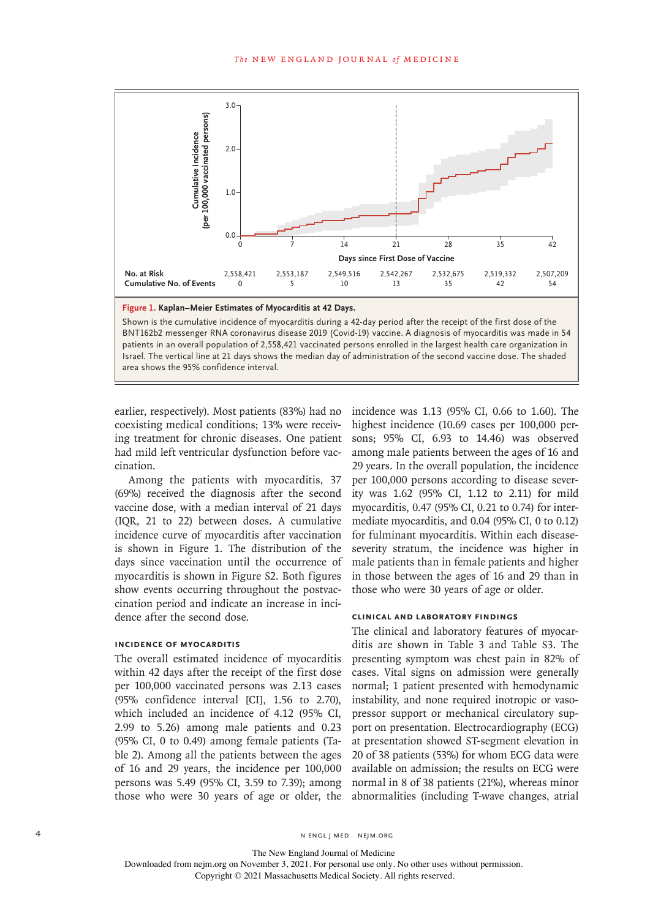| No. at Risk | 2,558,421 | 2,553,187 | 2,549,516 | 2,542,267 | 2,532,675 | 2,519,332 | 2,507,209 |
|---|---|---|---|---|---|---|---|
| Cumulative No. of Events | 0 | 5 | 10 | 13 | 35 | 42 | 54 |

**Figure 1. Kaplan–Meier Estimates of Myocarditis at 42 Days.**

Shown is the cumulative incidence of myocarditis during a 42-day period after the receipt of the first dose of the BNT162b2 messenger RNA coronavirus disease 2019 (Covid-19) vaccine. A diagnosis of myocarditis was made in 54 patients in an overall population of 2,558,421 vaccinated persons enrolled in the largest health care organization in Israel. The vertical line at 21 days shows the median day of administration of the second vaccine dose. The shaded area shows the 95% confidence interval.

earlier, respectively). Most patients (83%) had no coexisting medical conditions; 13% were receiving treatment for chronic diseases. One patient had mild left ventricular dysfunction before vaccination.

Among the patients with myocarditis, 37 (69%) received the diagnosis after the second vaccine dose, with a median interval of 21 days (IQR, 21 to 22) between doses. A cumulative incidence curve of myocarditis after vaccination is shown in Figure 1. The distribution of the days since vaccination until the occurrence of myocarditis is shown in Figure S2. Both figures show events occurring throughout the postvaccination period and indicate an increase in incidence after the second dose.

### INCIDENCE OF MYOCARDITIS

The overall estimated incidence of myocarditis within 42 days after the receipt of the first dose per 100,000 vaccinated persons was 2.13 cases (95% confidence interval [CI], 1.56 to 2.70), which included an incidence of 4.12 (95% CI, 2.99 to 5.26) among male patients and 0.23 (95% CI, 0 to 0.49) among female patients (Table 2). Among all the patients between the ages of 16 and 29 years, the incidence per 100,000 persons was 5.49 (95% CI, 3.59 to 7.39); among those who were 30 years of age or older, the incidence was 1.13 (95% CI, 0.66 to 1.60). The highest incidence (10.69 cases per 100,000 persons; 95% CI, 6.93 to 14.46) was observed among male patients between the ages of 16 and 29 years. In the overall population, the incidence per 100,000 persons according to disease severity was 1.62 (95% CI, 1.12 to 2.11) for mild myocarditis, 0.47 (95% CI, 0.21 to 0.74) for intermediate myocarditis, and 0.04 (95% CI, 0 to 0.12) for fulminant myocarditis. Within each disease-severity stratum, the incidence was higher in male patients than in female patients and higher in those between the ages of 16 and 29 than in those who were 30 years of age or older.

### CLINICAL AND LABORATORY FINDINGS

The clinical and laboratory features of myocarditis are shown in Table 3 and Table S3. The presenting symptom was chest pain in 82% of cases. Vital signs on admission were generally normal; 1 patient presented with hemodynamic instability, and none required inotropic or vasopressor support or mechanical circulatory support on presentation. Electrocardiography (ECG) at presentation showed ST-segment elevation in 20 of 38 patients (53%) for whom ECG data were available on admission; the results on ECG were normal in 8 of 38 patients (21%), whereas minor abnormalities (including T-wave changes, atrial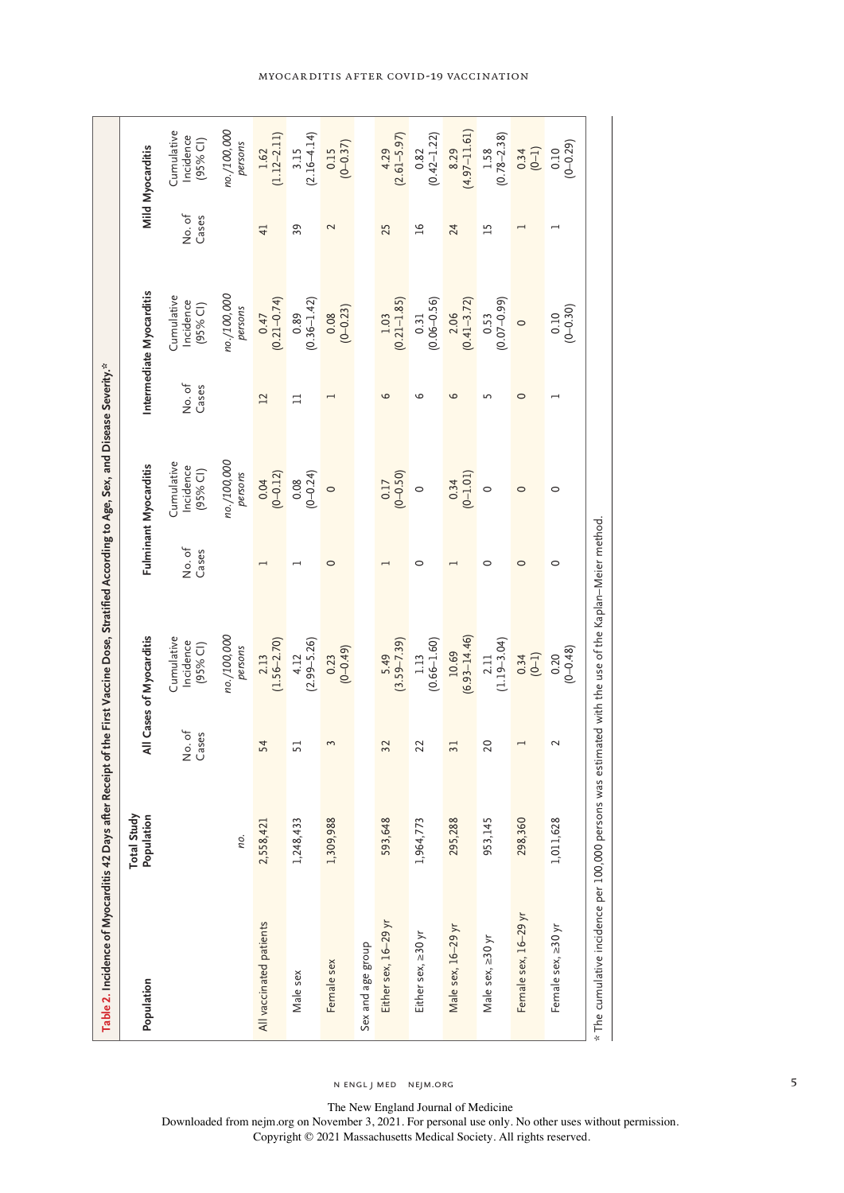**Table 2. Incidence of Myocarditis 42 Days after Receipt of the First Vaccine Dose, Stratified According to Age, Sex, and Disease Severity.***

| Population | Total Study Population | All Cases of Myocarditis | | Fulminant Myocarditis | | Intermediate Myocarditis | | Mild Myocarditis | |
|---|---|---|---|---|---|---|---|---|---|
| | | No. of Cases | Cumulative Incidence (95% CI) | No. of Cases | Cumulative Incidence (95% CI) | No. of Cases | Cumulative Incidence (95% CI) | No. of Cases | Cumulative Incidence (95% CI) |
| | *no.* | | *no./100,000 persons* | | *no./100,000 persons* | | *no./100,000 persons* | | *no./100,000 persons* |
| All vaccinated patients | 2,558,421 | 54 | 2.13 (1.56–2.70) | 1 | 0.04 (0–0.12) | 12 | 0.47 (0.21–0.74) | 41 | 1.62 (1.12–2.11) |
| Male sex | 1,248,433 | 51 | 4.12 (2.99–5.26) | 1 | 0.08 (0–0.24) | 11 | 0.89 (0.36–1.42) | 39 | 3.15 (2.16–4.14) |
| Female sex | 1,309,988 | 3 | 0.23 (0–0.49) | 0 | 0 | 1 | 0.08 (0–0.23) | 2 | 0.15 (0–0.37) |
| Sex and age group | | | | | | | | | |
| Either sex, 16–29 yr | 593,648 | 32 | 5.49 (3.59–7.39) | 1 | 0.17 (0–0.50) | 6 | 1.03 (0.21–1.85) | 25 | 4.29 (2.61–5.97) |
| Either sex, ≥30 yr | 1,964,773 | 22 | 1.13 (0.66–1.60) | 0 | 0 | 6 | 0.31 (0.06–0.56) | 16 | 0.82 (0.42–1.22) |
| Male sex, 16–29 yr | 295,288 | 31 | 10.69 (6.93–14.46) | 1 | 0.34 (0–1.01) | 6 | 2.06 (0.41–3.72) | 24 | 8.29 (4.97–11.61) |
| Male sex, ≥30 yr | 953,145 | 20 | 2.11 (1.19–3.04) | 0 | 0 | 5 | 0.53 (0.07–0.99) | 15 | 1.58 (0.78–2.38) |
| Female sex, 16–29 yr | 298,360 | 1 | 0.34 (0–1) | 0 | 0 | 0 | 0 | 1 | 0.34 (0–1) |
| Female sex, ≥30 yr | 1,011,628 | 2 | 0.20 (0–0.48) | 0 | 0 | 1 | 0.10 (0–0.30) | 1 | 0.10 (0–0.29) |

* The cumulative incidence per 100,000 persons was estimated with the use of the Kaplan–Meier method.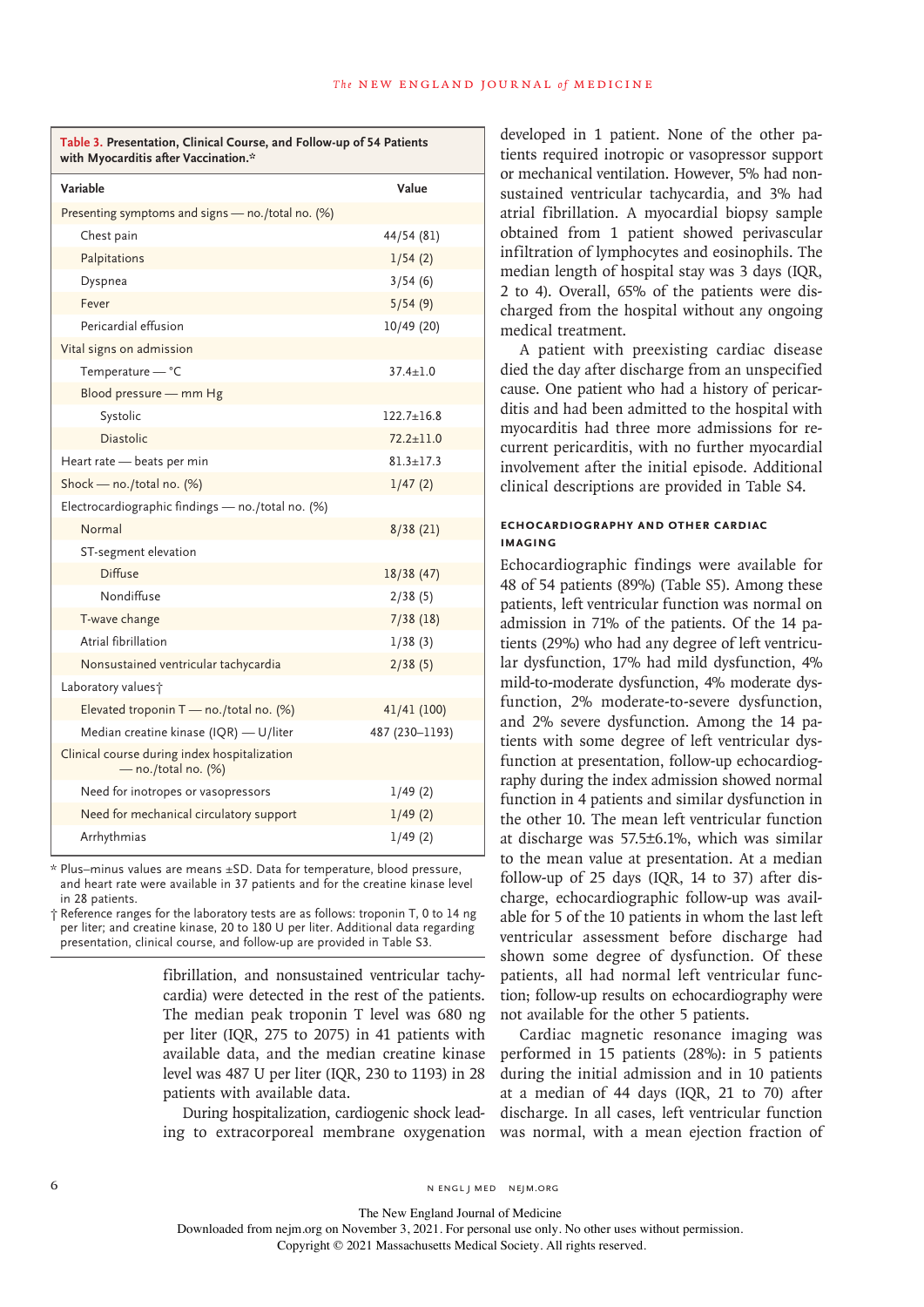**Table 3. Presentation, Clinical Course, and Follow-up of 54 Patients with Myocarditis after Vaccination.***

| Variable | Value |
|---|---|
| Presenting symptoms and signs — no./total no. (%) | |
| Chest pain | 44/54 (81) |
| Palpitations | 1/54 (2) |
| Dyspnea | 3/54 (6) |
| Fever | 5/54 (9) |
| Pericardial effusion | 10/49 (20) |
| Vital signs on admission | |
| Temperature — °C | 37.4±1.0 |
| Blood pressure — mm Hg | |
| Systolic | 122.7±16.8 |
| Diastolic | 72.2±11.0 |
| Heart rate — beats per min | 81.3±17.3 |
| Shock — no./total no. (%) | 1/47 (2) |
| Electrocardiographic findings — no./total no. (%) | |
| Normal | 8/38 (21) |
| ST-segment elevation | |
| Diffuse | 18/38 (47) |
| Nondiffuse | 2/38 (5) |
| T-wave change | 7/38 (18) |
| Atrial fibrillation | 1/38 (3) |
| Nonsustained ventricular tachycardia | 2/38 (5) |
| Laboratory values† | |
| Elevated troponin T — no./total no. (%) | 41/41 (100) |
| Median creatine kinase (IQR) — U/liter | 487 (230–1193) |
| Clinical course during index hospitalization — no./total no. (%) | |
| Need for inotropes or vasopressors | 1/49 (2) |
| Need for mechanical circulatory support | 1/49 (2) |
| Arrhythmias | 1/49 (2) |

\* Plus–minus values are means ±SD. Data for temperature, blood pressure, and heart rate were available in 37 patients and for the creatine kinase level in 28 patients.

† Reference ranges for the laboratory tests are as follows: troponin T, 0 to 14 ng per liter; and creatine kinase, 20 to 180 U per liter. Additional data regarding presentation, clinical course, and follow-up are provided in Table S3.

fibrillation, and nonsustained ventricular tachycardia) were detected in the rest of the patients. The median peak troponin T level was 680 ng per liter (IQR, 275 to 2075) in 41 patients with available data, and the median creatine kinase level was 487 U per liter (IQR, 230 to 1193) in 28 patients with available data.

During hospitalization, cardiogenic shock leading to extracorporeal membrane oxygenation developed in 1 patient. None of the other patients required inotropic or vasopressor support or mechanical ventilation. However, 5% had nonsustained ventricular tachycardia, and 3% had atrial fibrillation. A myocardial biopsy sample obtained from 1 patient showed perivascular infiltration of lymphocytes and eosinophils. The median length of hospital stay was 3 days (IQR, 2 to 4). Overall, 65% of the patients were discharged from the hospital without any ongoing medical treatment.

A patient with preexisting cardiac disease died the day after discharge from an unspecified cause. One patient who had a history of pericarditis and had been admitted to the hospital with myocarditis had three more admissions for recurrent pericarditis, with no further myocardial involvement after the initial episode. Additional clinical descriptions are provided in Table S4.

### Echocardiography and Other Cardiac Imaging

Echocardiographic findings were available for 48 of 54 patients (89%) (Table S5). Among these patients, left ventricular function was normal on admission in 71% of the patients. Of the 14 patients (29%) who had any degree of left ventricular dysfunction, 17% had mild dysfunction, 4% mild-to-moderate dysfunction, 4% moderate dysfunction, 2% moderate-to-severe dysfunction, and 2% severe dysfunction. Among the 14 patients with some degree of left ventricular dysfunction at presentation, follow-up echocardiography during the index admission showed normal function in 4 patients and similar dysfunction in the other 10. The mean left ventricular function at discharge was 57.5±6.1%, which was similar to the mean value at presentation. At a median follow-up of 25 days (IQR, 14 to 37) after discharge, echocardiographic follow-up was available for 5 of the 10 patients in whom the last left ventricular assessment before discharge had shown some degree of dysfunction. Of these patients, all had normal left ventricular function; follow-up results on echocardiography were not available for the other 5 patients.

Cardiac magnetic resonance imaging was performed in 15 patients (28%): in 5 patients during the initial admission and in 10 patients at a median of 44 days (IQR, 21 to 70) after discharge. In all cases, left ventricular function was normal, with a mean ejection fraction of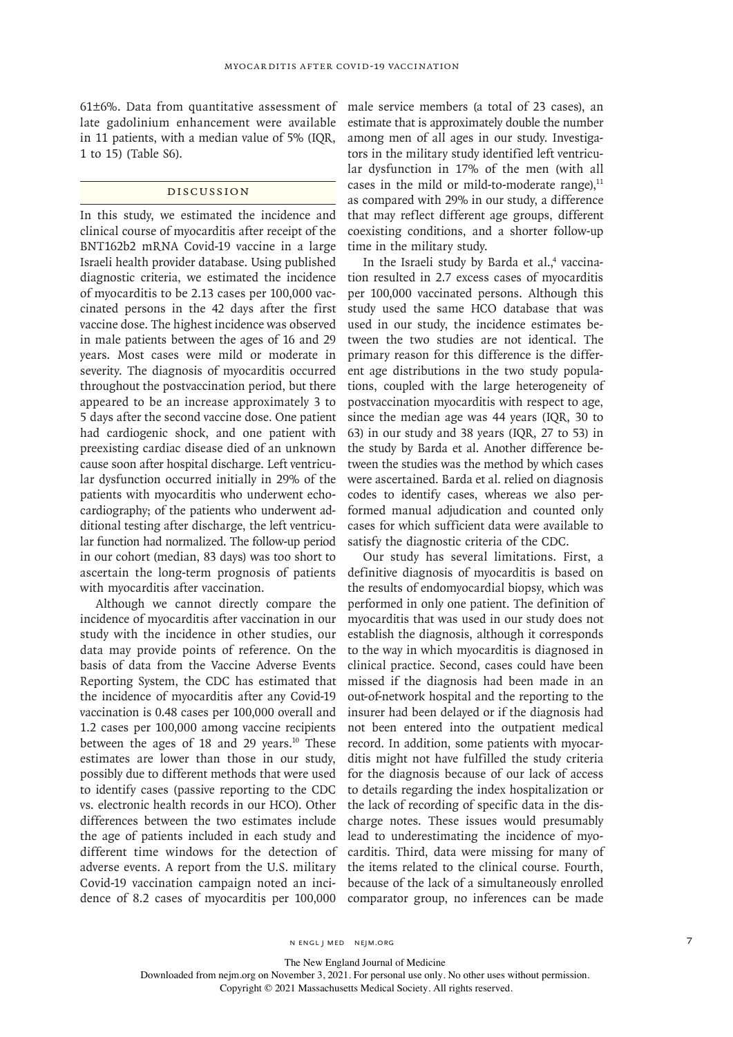61±6%. Data from quantitative assessment of late gadolinium enhancement were available in 11 patients, with a median value of 5% (IQR, 1 to 15) (Table S6).

## Discussion

In this study, we estimated the incidence and clinical course of myocarditis after receipt of the BNT162b2 mRNA Covid-19 vaccine in a large Israeli health provider database. Using published diagnostic criteria, we estimated the incidence of myocarditis to be 2.13 cases per 100,000 vaccinated persons in the 42 days after the first vaccine dose. The highest incidence was observed in male patients between the ages of 16 and 29 years. Most cases were mild or moderate in severity. The diagnosis of myocarditis occurred throughout the postvaccination period, but there appeared to be an increase approximately 3 to 5 days after the second vaccine dose. One patient had cardiogenic shock, and one patient with preexisting cardiac disease died of an unknown cause soon after hospital discharge. Left ventricular dysfunction occurred initially in 29% of the patients with myocarditis who underwent echocardiography; of the patients who underwent additional testing after discharge, the left ventricular function had normalized. The follow-up period in our cohort (median, 83 days) was too short to ascertain the long-term prognosis of patients with myocarditis after vaccination.

Although we cannot directly compare the incidence of myocarditis after vaccination in our study with the incidence in other studies, our data may provide points of reference. On the basis of data from the Vaccine Adverse Events Reporting System, the CDC has estimated that the incidence of myocarditis after any Covid-19 vaccination is 0.48 cases per 100,000 overall and 1.2 cases per 100,000 among vaccine recipients between the ages of 18 and 29 years.[10] These estimates are lower than those in our study, possibly due to different methods that were used to identify cases (passive reporting to the CDC vs. electronic health records in our HCO). Other differences between the two estimates include the age of patients included in each study and different time windows for the detection of adverse events. A report from the U.S. military Covid-19 vaccination campaign noted an incidence of 8.2 cases of myocarditis per 100,000 male service members (a total of 23 cases), an estimate that is approximately double the number among men of all ages in our study. Investigators in the military study identified left ventricular dysfunction in 17% of the men (with all cases in the mild or mild-to-moderate range),[11] as compared with 29% in our study, a difference that may reflect different age groups, different coexisting conditions, and a shorter follow-up time in the military study.

In the Israeli study by Barda et al.,[4] vaccination resulted in 2.7 excess cases of myocarditis per 100,000 vaccinated persons. Although this study used the same HCO database that was used in our study, the incidence estimates between the two studies are not identical. The primary reason for this difference is the different age distributions in the two study populations, coupled with the large heterogeneity of postvaccination myocarditis with respect to age, since the median age was 44 years (IQR, 30 to 63) in our study and 38 years (IQR, 27 to 53) in the study by Barda et al. Another difference between the studies was the method by which cases were ascertained. Barda et al. relied on diagnosis codes to identify cases, whereas we also performed manual adjudication and counted only cases for which sufficient data were available to satisfy the diagnostic criteria of the CDC.

Our study has several limitations. First, a definitive diagnosis of myocarditis is based on the results of endomyocardial biopsy, which was performed in only one patient. The definition of myocarditis that was used in our study does not establish the diagnosis, although it corresponds to the way in which myocarditis is diagnosed in clinical practice. Second, cases could have been missed if the diagnosis had been made in an out-of-network hospital and the reporting to the insurer had been delayed or if the diagnosis had not been entered into the outpatient medical record. In addition, some patients with myocarditis might not have fulfilled the study criteria for the diagnosis because of our lack of access to details regarding the index hospitalization or the lack of recording of specific data in the discharge notes. These issues would presumably lead to underestimating the incidence of myocarditis. Third, data were missing for many of the items related to the clinical course. Fourth, because of the lack of a simultaneously enrolled comparator group, no inferences can be made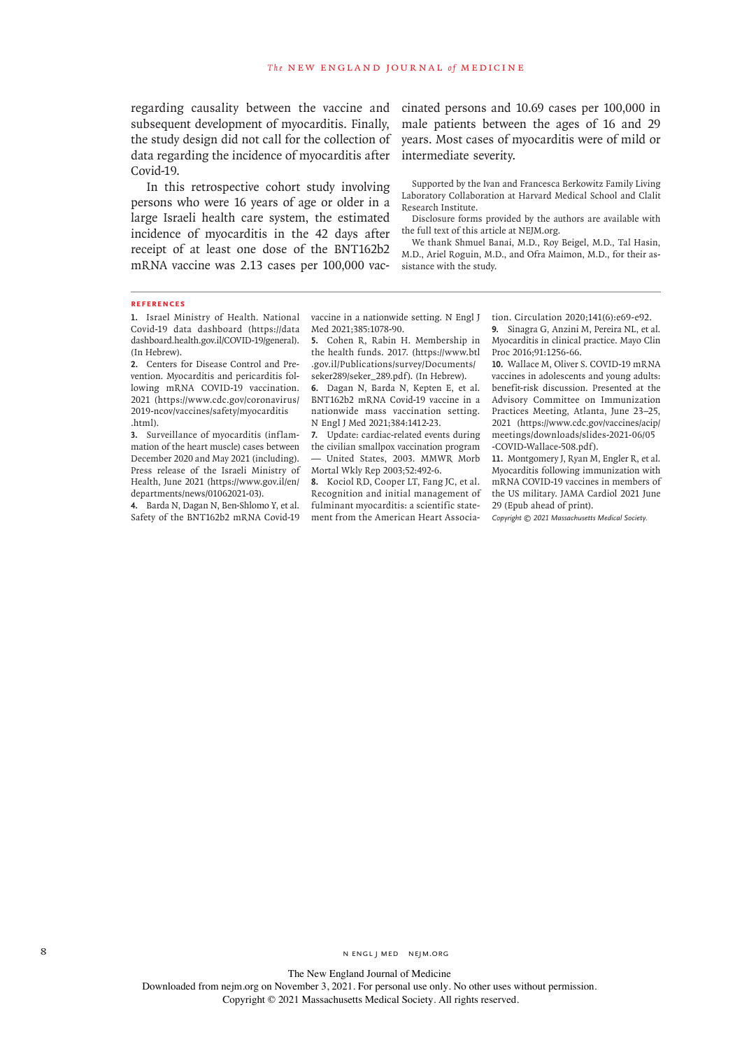regarding causality between the vaccine and subsequent development of myocarditis. Finally, the study design did not call for the collection of data regarding the incidence of myocarditis after Covid-19.

In this retrospective cohort study involving persons who were 16 years of age or older in a large Israeli health care system, the estimated incidence of myocarditis in the 42 days after receipt of at least one dose of the BNT162b2 mRNA vaccine was 2.13 cases per 100,000 vaccinated persons and 10.69 cases per 100,000 in male patients between the ages of 16 and 29 years. Most cases of myocarditis were of mild or intermediate severity.

Supported by the Ivan and Francesca Berkowitz Family Living Laboratory Collaboration at Harvard Medical School and Clalit Research Institute.

Disclosure forms provided by the authors are available with the full text of this article at NEJM.org.

We thank Shmuel Banai, M.D., Roy Beigel, M.D., Tal Hasin, M.D., Ariel Roguin, M.D., and Ofra Maimon, M.D., for their assistance with the study.

## References

1. Israel Ministry of Health. National Covid-19 data dashboard (https://datadashboard.health.gov.il/COVID-19/general). (In Hebrew).
2. Centers for Disease Control and Prevention. Myocarditis and pericarditis following mRNA COVID-19 vaccination. 2021 (https://www.cdc.gov/coronavirus/2019-ncov/vaccines/safety/myocarditis.html).
3. Surveillance of myocarditis (inflammation of the heart muscle) cases between December 2020 and May 2021 (including). Press release of the Israeli Ministry of Health, June 2021 (https://www.gov.il/en/departments/news/01062021-03).
4. Barda N, Dagan N, Ben-Shlomo Y, et al. Safety of the BNT162b2 mRNA Covid-19 vaccine in a nationwide setting. N Engl J Med 2021;385:1078-90.
5. Cohen R, Rabin H. Membership in the health funds. 2017. (https://www.btl.gov.il/Publications/survey/Documents/seker289/seker_289.pdf). (In Hebrew).
6. Dagan N, Barda N, Kepten E, et al. BNT162b2 mRNA Covid-19 vaccine in a nationwide mass vaccination setting. N Engl J Med 2021;384:1412-23.
7. Update: cardiac-related events during the civilian smallpox vaccination program — United States, 2003. MMWR Morb Mortal Wkly Rep 2003;52:492-6.
8. Kociol RD, Cooper LT, Fang JC, et al. Recognition and initial management of fulminant myocarditis: a scientific statement from the American Heart Association. Circulation 2020;141(6):e69-e92.
9. Sinagra G, Anzini M, Pereira NL, et al. Myocarditis in clinical practice. Mayo Clin Proc 2016;91:1256-66.
10. Wallace M, Oliver S. COVID-19 mRNA vaccines in adolescents and young adults: benefit-risk discussion. Presented at the Advisory Committee on Immunization Practices Meeting, Atlanta, June 23–25, 2021 (https://www.cdc.gov/vaccines/acip/meetings/downloads/slides-2021-06/05-COVID-Wallace-508.pdf).
11. Montgomery J, Ryan M, Engler R, et al. Myocarditis following immunization with mRNA COVID-19 vaccines in members of the US military. JAMA Cardiol 2021 June 29 (Epub ahead of print).

*Copyright © 2021 Massachusetts Medical Society.*